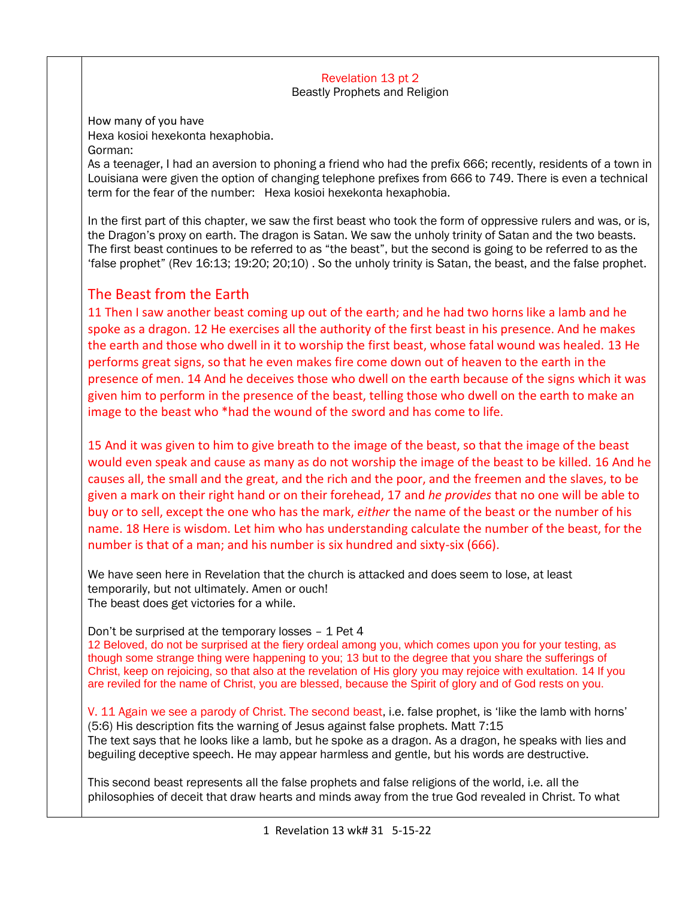Revelation 13 pt 2

Beastly Prophets and Religion

How many of you have

Hexa kosioi hexekonta hexaphobia.

Gorman:

As a teenager, I had an aversion to phoning a friend who had the prefix 666; recently, residents of a town in Louisiana were given the option of changing telephone prefixes from 666 to 749. There is even a technical term for the fear of the number: Hexa kosioi hexekonta hexaphobia.

In the first part of this chapter, we saw the first beast who took the form of oppressive rulers and was, or is, the Dragon's proxy on earth. The dragon is Satan. We saw the unholy trinity of Satan and the two beasts. The first beast continues to be referred to as "the beast", but the second is going to be referred to as the 'false prophet" (Rev 16:13; 19:20; 20;10) . So the unholy trinity is Satan, the beast, and the false prophet.

## The Beast from the Earth

11 Then I saw another beast coming up out of the earth; and he had two horns like a lamb and he spoke as a dragon. 12 He exercises all the authority of the first beast in his presence. And he makes the earth and those who dwell in it to worship the first beast, whose fatal wound was healed. 13 He performs great signs, so that he even makes fire come down out of heaven to the earth in the presence of men. 14 And he deceives those who dwell on the earth because of the signs which it was given him to perform in the presence of the beast, telling those who dwell on the earth to make an image to the beast who *had the wound of the sword and has come to life.

15 And it was given to him to give breath to the image of the beast, so that the image of the beast would even speak and cause as many as do not worship the image of the beast to be killed. 16 And he causes all, the small and the great, and the rich and the poor, and the freemen and the slaves, to be given a mark on their right hand or on their forehead, 17 and *he provides* that no one will be able to buy or to sell, except the one who has the mark, *either* the name of the beast or the number of his name. 18 Here is wisdom. Let him who has understanding calculate the number of the beast, for the number is that of a man; and his number is six hundred and sixty-six (666).

We have seen here in Revelation that the church is attacked and does seem to lose, at least temporarily, but not ultimately. Amen or ouch!

The beast does get victories for a while.

Don't be surprised at the temporary losses – 1 Pet 4

12 Beloved, do not be surprised at the fiery ordeal among you, which comes upon you for your testing, as though some strange thing were happening to you; 13 but to the degree that you share the sufferings of Christ, keep on rejoicing, so that also at the revelation of His glory you may rejoice with exultation. 14 If you are reviled for the name of Christ, you are blessed, because the Spirit of glory and of God rests on you.

V. 11 Again we see a parody of Christ. The second beast, i.e. false prophet, is 'like the lamb with horns' (5:6) His description fits the warning of Jesus against false prophets. Matt 7:15

The text says that he looks like a lamb, but he spoke as a dragon. As a dragon, he speaks with lies and beguiling deceptive speech. He may appear harmless and gentle, but his words are destructive.

This second beast represents all the false prophets and false religions of the world, i.e. all the philosophies of deceit that draw hearts and minds away from the true God revealed in Christ. To what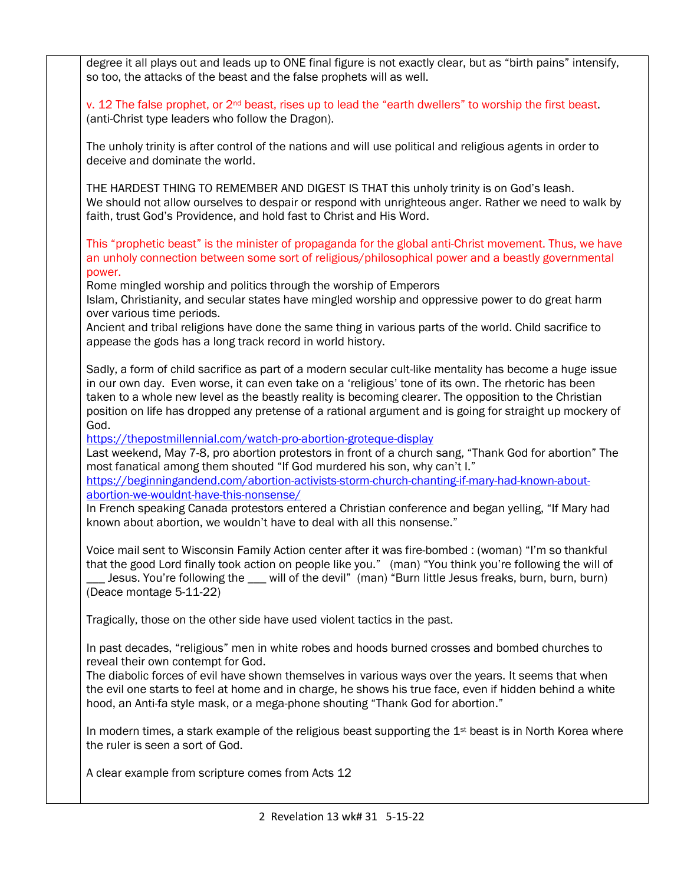degree it all plays out and leads up to ONE final figure is not exactly clear, but as "birth pains" intensify, so too, the attacks of the beast and the false prophets will as well.

v. 12 The false prophet, or 2nd beast, rises up to lead the "earth dwellers" to worship the first beast. (anti-Christ type leaders who follow the Dragon).

The unholy trinity is after control of the nations and will use political and religious agents in order to deceive and dominate the world.

THE HARDEST THING TO REMEMBER AND DIGEST IS THAT this unholy trinity is on God's leash.
We should not allow ourselves to despair or respond with unrighteous anger. Rather we need to walk by faith, trust God's Providence, and hold fast to Christ and His Word.

This "prophetic beast" is the minister of propaganda for the global anti-Christ movement. Thus, we have an unholy connection between some sort of religious/philosophical power and a beastly governmental power.
Rome mingled worship and politics through the worship of Emperors
Islam, Christianity, and secular states have mingled worship and oppressive power to do great harm over various time periods.
Ancient and tribal religions have done the same thing in various parts of the world. Child sacrifice to appease the gods has a long track record in world history.

Sadly, a form of child sacrifice as part of a modern secular cult-like mentality has become a huge issue in our own day. Even worse, it can even take on a 'religious' tone of its own. The rhetoric has been taken to a whole new level as the beastly reality is becoming clearer. The opposition to the Christian position on life has dropped any pretense of a rational argument and is going for straight up mockery of God.
https://thepostmillennial.com/watch-pro-abortion-groteque-display
Last weekend, May 7-8, pro abortion protestors in front of a church sang, "Thank God for abortion" The most fanatical among them shouted "If God murdered his son, why can't I."
https://beginningandend.com/abortion-activists-storm-church-chanting-if-mary-had-known-about-abortion-we-wouldnt-have-this-nonsense/
In French speaking Canada protestors entered a Christian conference and began yelling, "If Mary had known about abortion, we wouldn't have to deal with all this nonsense."

Voice mail sent to Wisconsin Family Action center after it was fire-bombed : (woman) "I'm so thankful that the good Lord finally took action on people like you." (man) "You think you're following the will of ___ Jesus. You're following the ___ will of the devil" (man) "Burn little Jesus freaks, burn, burn, burn) (Deace montage 5-11-22)

Tragically, those on the other side have used violent tactics in the past.

In past decades, "religious" men in white robes and hoods burned crosses and bombed churches to reveal their own contempt for God.
The diabolic forces of evil have shown themselves in various ways over the years. It seems that when the evil one starts to feel at home and in charge, he shows his true face, even if hidden behind a white hood, an Anti-fa style mask, or a mega-phone shouting "Thank God for abortion."

In modern times, a stark example of the religious beast supporting the 1st beast is in North Korea where the ruler is seen a sort of God.

A clear example from scripture comes from Acts 12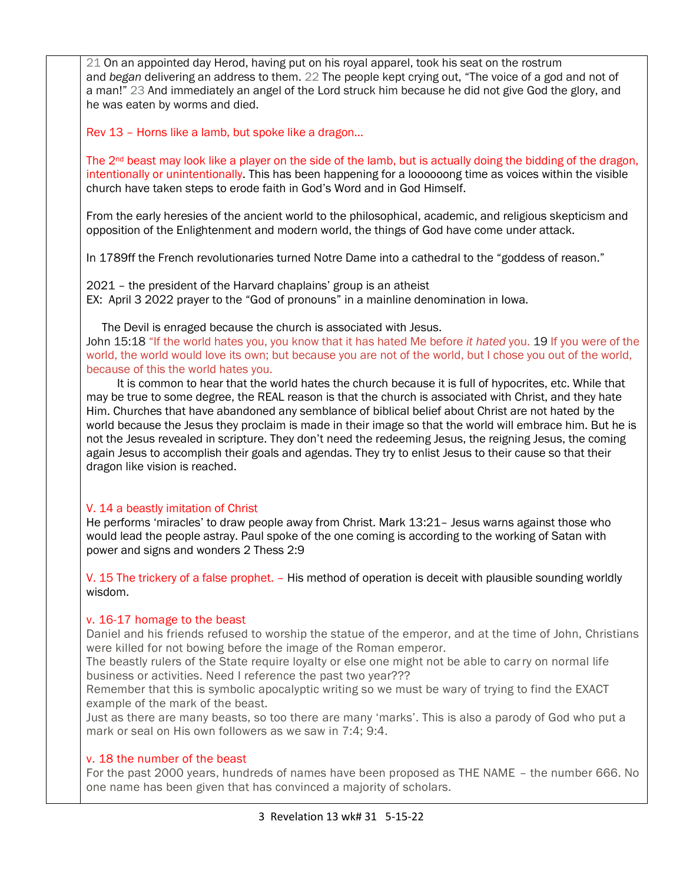21 On an appointed day Herod, having put on his royal apparel, took his seat on the rostrum and *began* delivering an address to them. 22 The people kept crying out, "The voice of a god and not of a man!" 23 And immediately an angel of the Lord struck him because he did not give God the glory, and he was eaten by worms and died.

Rev 13 – Horns like a lamb, but spoke like a dragon…

The 2nd beast may look like a player on the side of the lamb, but is actually doing the bidding of the dragon, intentionally or unintentionally. This has been happening for a loooooong time as voices within the visible church have taken steps to erode faith in God's Word and in God Himself.

From the early heresies of the ancient world to the philosophical, academic, and religious skepticism and opposition of the Enlightenment and modern world, the things of God have come under attack.

In 1789ff the French revolutionaries turned Notre Dame into a cathedral to the "goddess of reason."

2021 – the president of the Harvard chaplains' group is an atheist
EX: April 3 2022 prayer to the "God of pronouns" in a mainline denomination in Iowa.

The Devil is enraged because the church is associated with Jesus.
John 15:18 "If the world hates you, you know that it has hated Me before *it hated* you. 19 If you were of the world, the world would love its own; but because you are not of the world, but I chose you out of the world, because of this the world hates you.

It is common to hear that the world hates the church because it is full of hypocrites, etc. While that may be true to some degree, the REAL reason is that the church is associated with Christ, and they hate Him. Churches that have abandoned any semblance of biblical belief about Christ are not hated by the world because the Jesus they proclaim is made in their image so that the world will embrace him. But he is not the Jesus revealed in scripture. They don't need the redeeming Jesus, the reigning Jesus, the coming again Jesus to accomplish their goals and agendas. They try to enlist Jesus to their cause so that their dragon like vision is reached.

V. 14 a beastly imitation of Christ
He performs 'miracles' to draw people away from Christ. Mark 13:21– Jesus warns against those who would lead the people astray. Paul spoke of the one coming is according to the working of Satan with power and signs and wonders 2 Thess 2:9

V. 15 The trickery of a false prophet. – His method of operation is deceit with plausible sounding worldly wisdom.

v. 16-17 homage to the beast
Daniel and his friends refused to worship the statue of the emperor, and at the time of John, Christians were killed for not bowing before the image of the Roman emperor.
The beastly rulers of the State require loyalty or else one might not be able to carry on normal life business or activities. Need I reference the past two year???
Remember that this is symbolic apocalyptic writing so we must be wary of trying to find the EXACT example of the mark of the beast.
Just as there are many beasts, so too there are many 'marks'. This is also a parody of God who put a mark or seal on His own followers as we saw in 7:4; 9:4.

v. 18 the number of the beast
For the past 2000 years, hundreds of names have been proposed as THE NAME – the number 666. No one name has been given that has convinced a majority of scholars.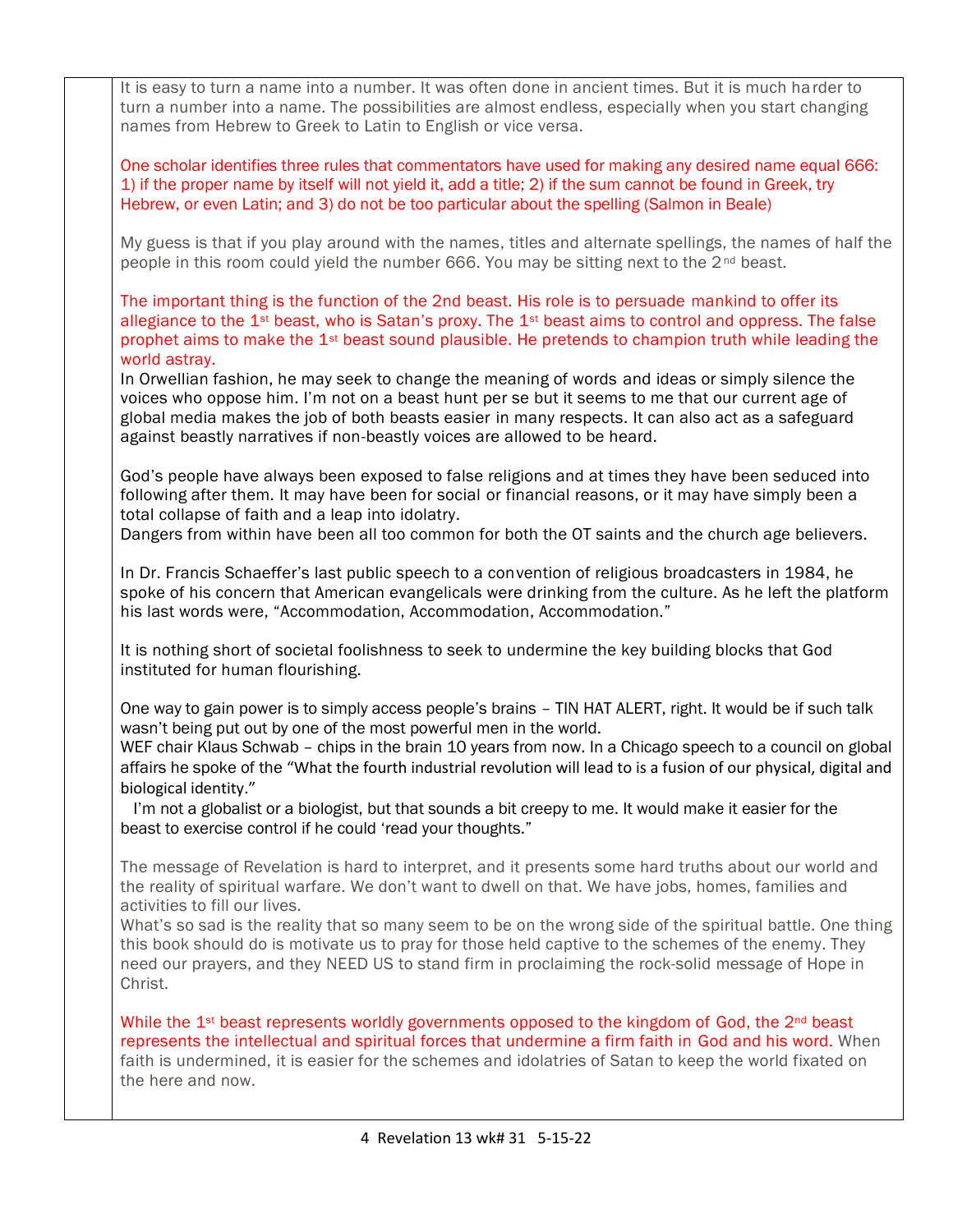It is easy to turn a name into a number. It was often done in ancient times. But it is much harder to turn a number into a name. The possibilities are almost endless, especially when you start changing names from Hebrew to Greek to Latin to English or vice versa.

One scholar identifies three rules that commentators have used for making any desired name equal 666: 1) if the proper name by itself will not yield it, add a title; 2) if the sum cannot be found in Greek, try Hebrew, or even Latin; and 3) do not be too particular about the spelling (Salmon in Beale)

My guess is that if you play around with the names, titles and alternate spellings, the names of half the people in this room could yield the number 666. You may be sitting next to the 2nd beast.

The important thing is the function of the 2nd beast. His role is to persuade mankind to offer its allegiance to the 1st beast, who is Satan's proxy. The 1st beast aims to control and oppress. The false prophet aims to make the 1st beast sound plausible. He pretends to champion truth while leading the world astray.

In Orwellian fashion, he may seek to change the meaning of words and ideas or simply silence the voices who oppose him. I'm not on a beast hunt per se but it seems to me that our current age of global media makes the job of both beasts easier in many respects. It can also act as a safeguard against beastly narratives if non-beastly voices are allowed to be heard.

God's people have always been exposed to false religions and at times they have been seduced into following after them. It may have been for social or financial reasons, or it may have simply been a total collapse of faith and a leap into idolatry.

Dangers from within have been all too common for both the OT saints and the church age believers.

In Dr. Francis Schaeffer's last public speech to a convention of religious broadcasters in 1984, he spoke of his concern that American evangelicals were drinking from the culture. As he left the platform his last words were, "Accommodation, Accommodation, Accommodation."

It is nothing short of societal foolishness to seek to undermine the key building blocks that God instituted for human flourishing.

One way to gain power is to simply access people's brains – TIN HAT ALERT, right. It would be if such talk wasn't being put out by one of the most powerful men in the world.

WEF chair Klaus Schwab – chips in the brain 10 years from now. In a Chicago speech to a council on global affairs he spoke of the "What the fourth industrial revolution will lead to is a fusion of our physical, digital and biological identity."

I'm not a globalist or a biologist, but that sounds a bit creepy to me. It would make it easier for the beast to exercise control if he could 'read your thoughts."

The message of Revelation is hard to interpret, and it presents some hard truths about our world and the reality of spiritual warfare. We don't want to dwell on that. We have jobs, homes, families and activities to fill our lives.

What's so sad is the reality that so many seem to be on the wrong side of the spiritual battle. One thing this book should do is motivate us to pray for those held captive to the schemes of the enemy. They need our prayers, and they NEED US to stand firm in proclaiming the rock-solid message of Hope in Christ.

While the 1st beast represents worldly governments opposed to the kingdom of God, the 2nd beast represents the intellectual and spiritual forces that undermine a firm faith in God and his word. When faith is undermined, it is easier for the schemes and idolatries of Satan to keep the world fixated on the here and now.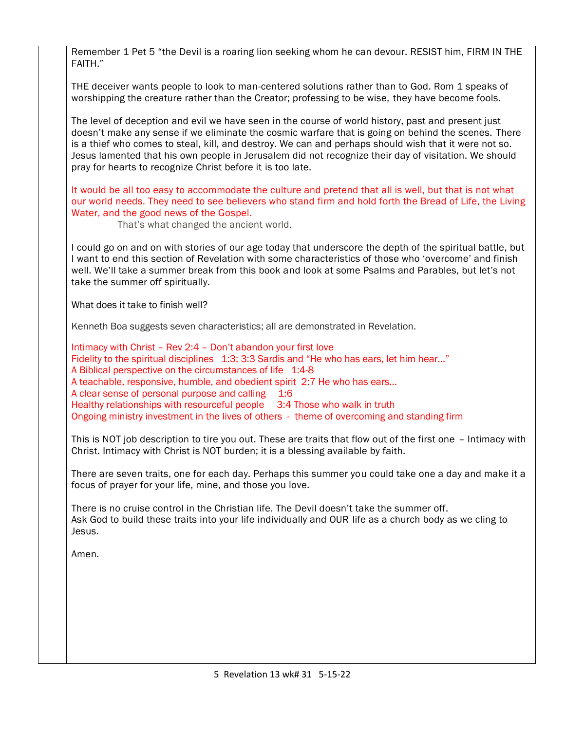Remember 1 Pet 5 "the Devil is a roaring lion seeking whom he can devour. RESIST him, FIRM IN THE FAITH."

THE deceiver wants people to look to man-centered solutions rather than to God. Rom 1 speaks of worshipping the creature rather than the Creator; professing to be wise, they have become fools.

The level of deception and evil we have seen in the course of world history, past and present just doesn't make any sense if we eliminate the cosmic warfare that is going on behind the scenes. There is a thief who comes to steal, kill, and destroy. We can and perhaps should wish that it were not so. Jesus lamented that his own people in Jerusalem did not recognize their day of visitation. We should pray for hearts to recognize Christ before it is too late.

It would be all too easy to accommodate the culture and pretend that all is well, but that is not what our world needs. They need to see believers who stand firm and hold forth the Bread of Life, the Living Water, and the good news of the Gospel.

That's what changed the ancient world.

I could go on and on with stories of our age today that underscore the depth of the spiritual battle, but I want to end this section of Revelation with some characteristics of those who 'overcome' and finish well. We'll take a summer break from this book and look at some Psalms and Parables, but let's not take the summer off spiritually.

What does it take to finish well?

Kenneth Boa suggests seven characteristics; all are demonstrated in Revelation.

Intimacy with Christ – Rev 2:4 – Don't abandon your first love
Fidelity to the spiritual disciplines 1:3; 3:3 Sardis and "He who has ears, let him hear…"
A Biblical perspective on the circumstances of life 1:4-8
A teachable, responsive, humble, and obedient spirit 2:7 He who has ears…
A clear sense of personal purpose and calling 1:6
Healthy relationships with resourceful people 3:4 Those who walk in truth
Ongoing ministry investment in the lives of others - theme of overcoming and standing firm

This is NOT job description to tire you out. These are traits that flow out of the first one – Intimacy with Christ. Intimacy with Christ is NOT burden; it is a blessing available by faith.

There are seven traits, one for each day. Perhaps this summer you could take one a day and make it a focus of prayer for your life, mine, and those you love.

There is no cruise control in the Christian life. The Devil doesn't take the summer off.
Ask God to build these traits into your life individually and OUR life as a church body as we cling to Jesus.

Amen.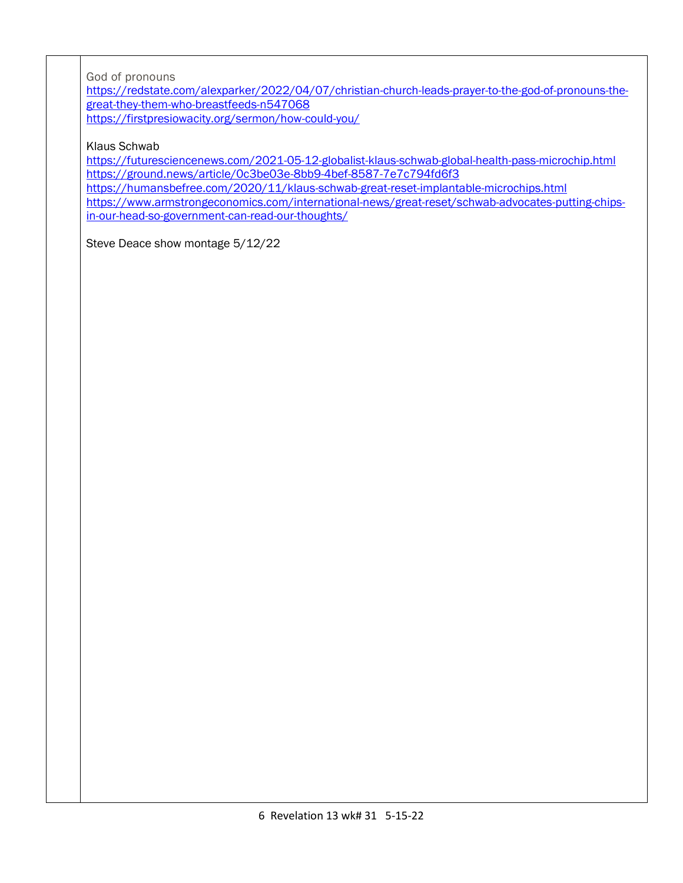God of pronouns
https://redstate.com/alexparker/2022/04/07/christian-church-leads-prayer-to-the-god-of-pronouns-the-great-they-them-who-breastfeeds-n547068
https://firstpresiowacity.org/sermon/how-could-you/

Klaus Schwab
https://futuresciencenews.com/2021-05-12-globalist-klaus-schwab-global-health-pass-microchip.html
https://ground.news/article/0c3be03e-8bb9-4bef-8587-7e7c794fd6f3
https://humansbefree.com/2020/11/klaus-schwab-great-reset-implantable-microchips.html
https://www.armstrongeconomics.com/international-news/great-reset/schwab-advocates-putting-chips-in-our-head-so-government-can-read-our-thoughts/

Steve Deace show montage 5/12/22